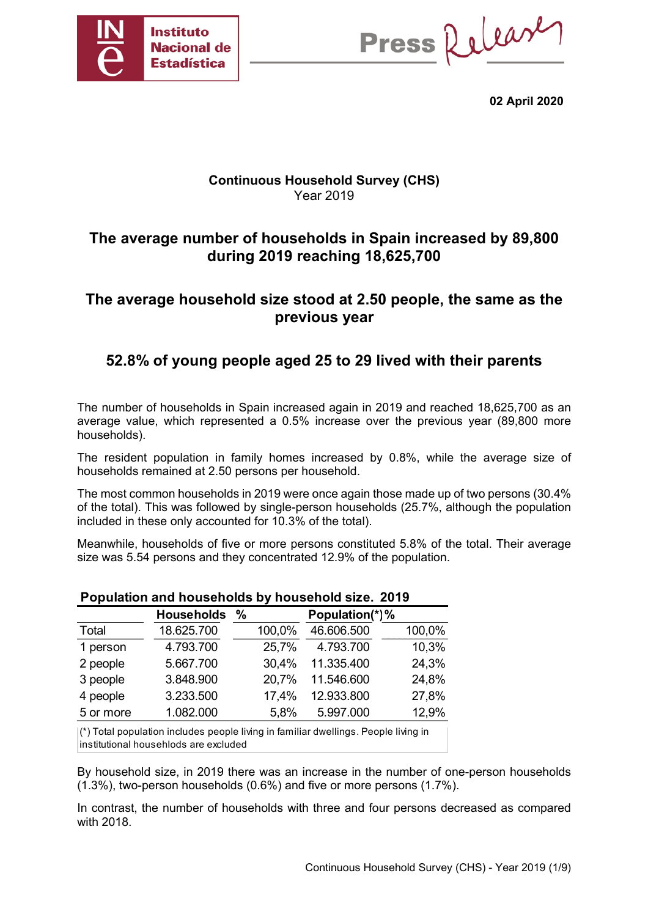Instituto Nacional de Estadística

Press Release

**02 April 2020**

**Continuous Household Survey (CHS)**
Year 2019

## The average number of households in Spain increased by 89,800 during 2019 reaching 18,625,700

## The average household size stood at 2.50 people, the same as the previous year

## 52.8% of young people aged 25 to 29 lived with their parents

The number of households in Spain increased again in 2019 and reached 18,625,700 as an average value, which represented a 0.5% increase over the previous year (89,800 more households).

The resident population in family homes increased by 0.8%, while the average size of households remained at 2.50 persons per household.

The most common households in 2019 were once again those made up of two persons (30.4% of the total). This was followed by single-person households (25.7%, although the population included in these only accounted for 10.3% of the total).

Meanwhile, households of five or more persons constituted 5.8% of the total. Their average size was 5.54 persons and they concentrated 12.9% of the population.

**Population and households by household size. 2019**

| | Households | % | Population(*) | % |
|---|---|---|---|---|
| Total | 18.625.700 | 100,0% | 46.606.500 | 100,0% |
| 1 person | 4.793.700 | 25,7% | 4.793.700 | 10,3% |
| 2 people | 5.667.700 | 30,4% | 11.335.400 | 24,3% |
| 3 people | 3.848.900 | 20,7% | 11.546.600 | 24,8% |
| 4 people | 3.233.500 | 17,4% | 12.933.800 | 27,8% |
| 5 or more | 1.082.000 | 5,8% | 5.997.000 | 12,9% |

(*) Total population includes people living in familiar dwellings. People living in institutional households are excluded

By household size, in 2019 there was an increase in the number of one-person households (1.3%), two-person households (0.6%) and five or more persons (1.7%).

In contrast, the number of households with three and four persons decreased as compared with 2018.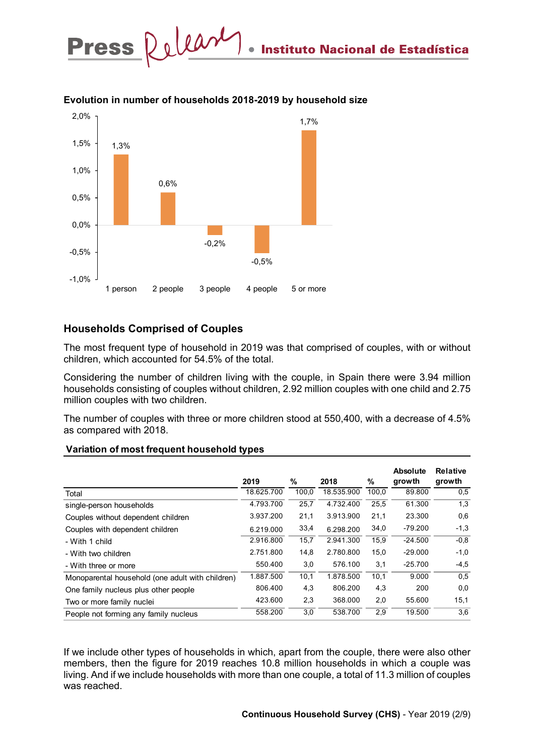**Evolution in number of households 2018-2019 by household size**

| Household size | Evolution |
|---|---|
| 1 person | 1,3% |
| 2 people | 0,6% |
| 3 people | -0,2% |
| 4 people | -0,5% |
| 5 or more | 1,7% |

## Households Comprised of Couples

The most frequent type of household in 2019 was that comprised of couples, with or without children, which accounted for 54.5% of the total.

Considering the number of children living with the couple, in Spain there were 3.94 million households consisting of couples without children, 2.92 million couples with one child and 2.75 million couples with two children.

The number of couples with three or more children stood at 550,400, with a decrease of 4.5% as compared with 2018.

**Variation of most frequent household types**

| | 2019 | % | 2018 | % | Absolute growth | Relative growth |
|---|---|---|---|---|---|---|
| Total | 18.625.700 | 100,0 | 18.535.900 | 100,0 | 89.800 | 0,5 |
| single-person households | 4.793.700 | 25,7 | 4.732.400 | 25,5 | 61.300 | 1,3 |
| Couples without dependent children | 3.937.200 | 21,1 | 3.913.900 | 21,1 | 23.300 | 0,6 |
| Couples with dependent children | 6.219.000 | 33,4 | 6.298.200 | 34,0 | -79.200 | -1,3 |
| - With 1 child | 2.916.800 | 15,7 | 2.941.300 | 15,9 | -24.500 | -0,8 |
| - With two children | 2.751.800 | 14,8 | 2.780.800 | 15,0 | -29.000 | -1,0 |
| - With three or more | 550.400 | 3,0 | 576.100 | 3,1 | -25.700 | -4,5 |
| Monoparental household (one adult with children) | 1.887.500 | 10,1 | 1.878.500 | 10,1 | 9.000 | 0,5 |
| One family nucleus plus other people | 806.400 | 4,3 | 806.200 | 4,3 | 200 | 0,0 |
| Two or more family nuclei | 423.600 | 2,3 | 368.000 | 2,0 | 55.600 | 15,1 |
| People not forming any family nucleus | 558.200 | 3,0 | 538.700 | 2,9 | 19.500 | 3,6 |

If we include other types of households in which, apart from the couple, there were also other members, then the figure for 2019 reaches 10.8 million households in which a couple was living. And if we include households with more than one couple, a total of 11.3 million of couples was reached.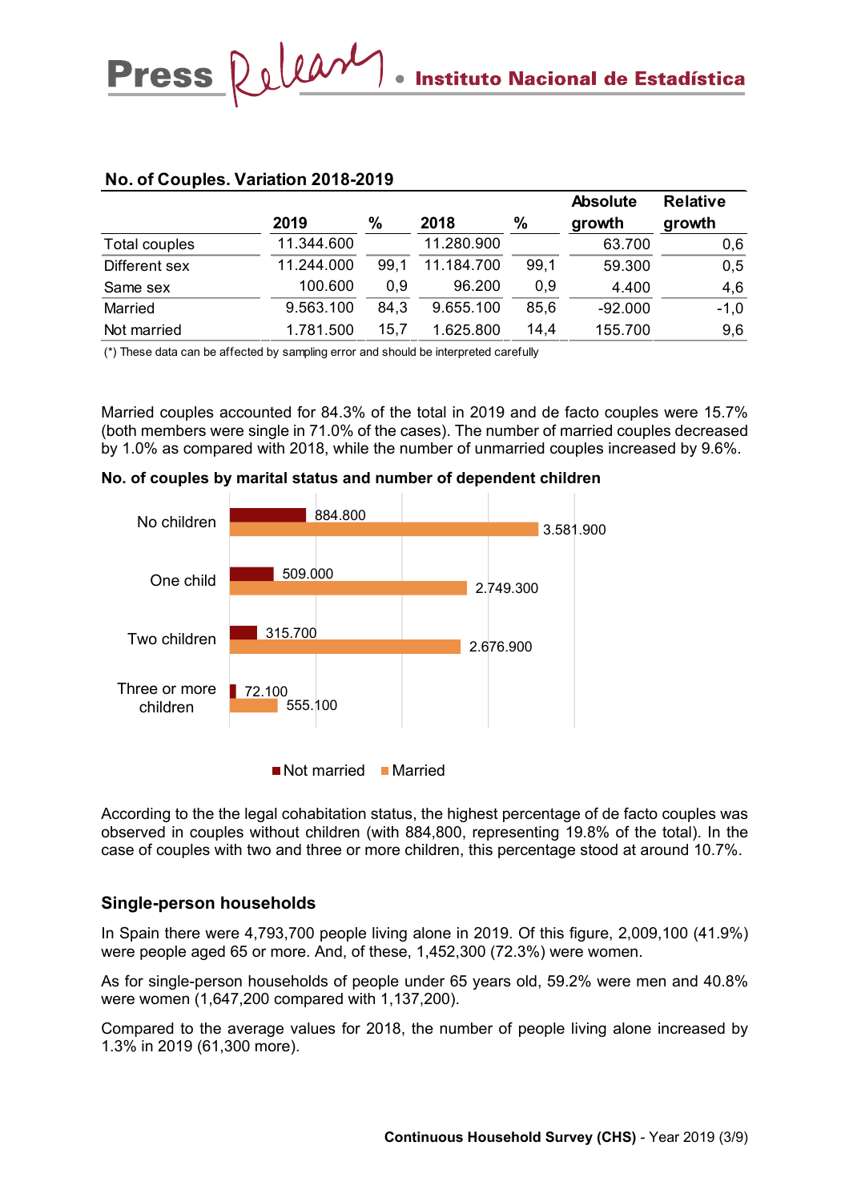**No. of Couples. Variation 2018-2019**

| | 2019 | % | 2018 | % | Absolute growth | Relative growth |
|---|---|---|---|---|---|---|
| Total couples | 11.344.600 | | 11.280.900 | | 63.700 | 0,6 |
| Different sex | 11.244.000 | 99,1 | 11.184.700 | 99,1 | 59.300 | 0,5 |
| Same sex | 100.600 | 0,9 | 96.200 | 0,9 | 4.400 | 4,6 |
| Married | 9.563.100 | 84,3 | 9.655.100 | 85,6 | -92.000 | -1,0 |
| Not married | 1.781.500 | 15,7 | 1.625.800 | 14,4 | 155.700 | 9,6 |

(*) These data can be affected by sampling error and should be interpreted carefully

Married couples accounted for 84.3% of the total in 2019 and de facto couples were 15.7% (both members were single in 71.0% of the cases). The number of married couples decreased by 1.0% as compared with 2018, while the number of unmarried couples increased by 9.6%.

**No. of couples by marital status and number of dependent children**

| | Not married | Married |
|---|---|---|
| No children | 884.800 | 3.581.900 |
| One child | 509.000 | 2.749.300 |
| Two children | 315.700 | 2.676.900 |
| Three or more children | 72.100 | 555.100 |

According to the the legal cohabitation status, the highest percentage of de facto couples was observed in couples without children (with 884,800, representing 19.8% of the total). In the case of couples with two and three or more children, this percentage stood at around 10.7%.

## Single-person households

In Spain there were 4,793,700 people living alone in 2019. Of this figure, 2,009,100 (41.9%) were people aged 65 or more. And, of these, 1,452,300 (72.3%) were women.

As for single-person households of people under 65 years old, 59.2% were men and 40.8% were women (1,647,200 compared with 1,137,200).

Compared to the average values for 2018, the number of people living alone increased by 1.3% in 2019 (61,300 more).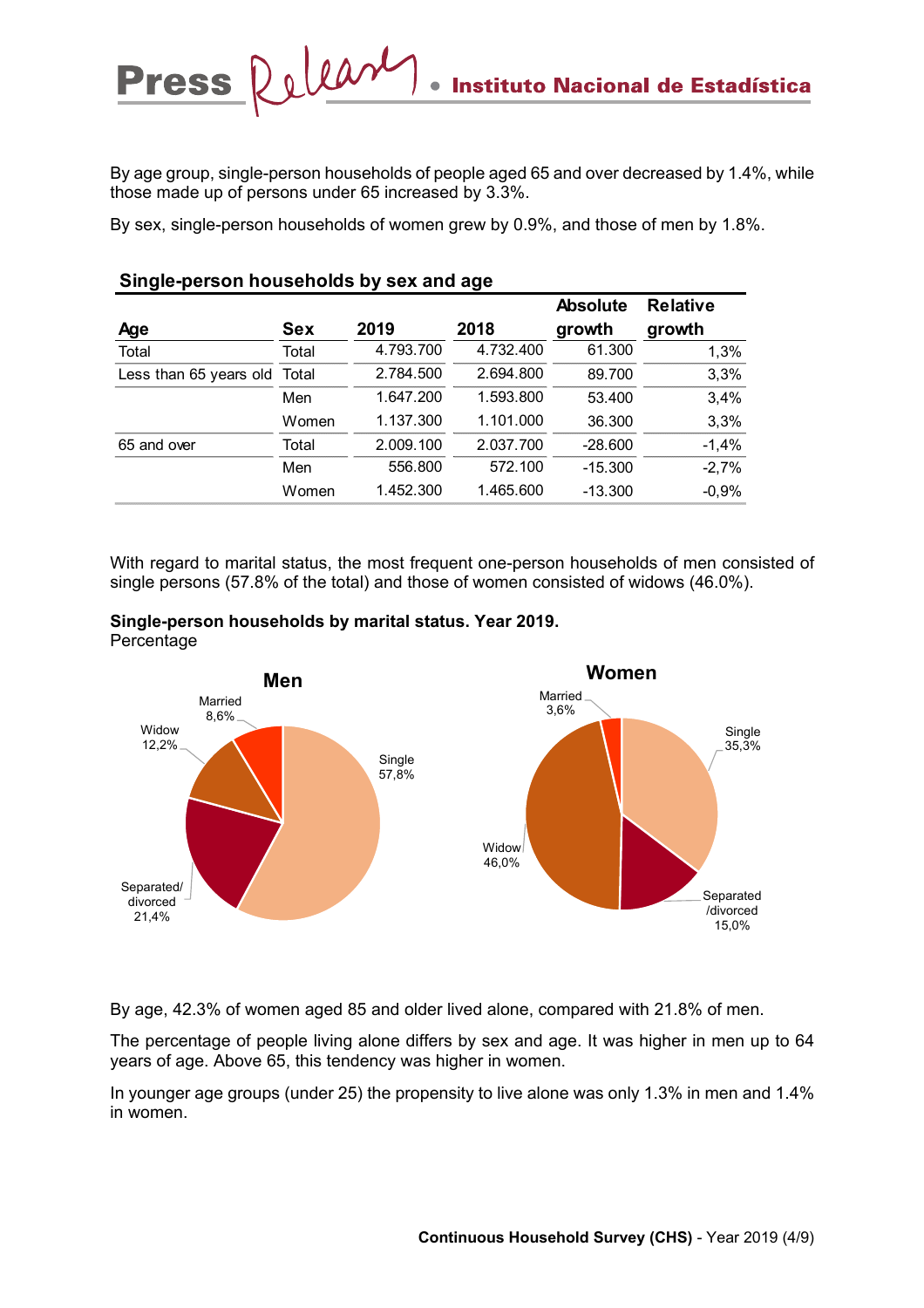By age group, single-person households of people aged 65 and over decreased by 1.4%, while those made up of persons under 65 increased by 3.3%.

By sex, single-person households of women grew by 0.9%, and those of men by 1.8%.

**Single-person households by sex and age**

| Age | Sex | 2019 | 2018 | Absolute growth | Relative growth |
|---|---|---|---|---|---|
| Total | Total | 4.793.700 | 4.732.400 | 61.300 | 1,3% |
| Less than 65 years old | Total | 2.784.500 | 2.694.800 | 89.700 | 3,3% |
| | Men | 1.647.200 | 1.593.800 | 53.400 | 3,4% |
| | Women | 1.137.300 | 1.101.000 | 36.300 | 3,3% |
| 65 and over | Total | 2.009.100 | 2.037.700 | -28.600 | -1,4% |
| | Men | 556.800 | 572.100 | -15.300 | -2,7% |
| | Women | 1.452.300 | 1.465.600 | -13.300 | -0,9% |

With regard to marital status, the most frequent one-person households of men consisted of single persons (57.8% of the total) and those of women consisted of widows (46.0%).

**Single-person households by marital status. Year 2019.**
Percentage

**Men**

| Marital status | % |
|---|---|
| Single | 57,8% |
| Separated/divorced | 21,4% |
| Widow | 12,2% |
| Married | 8,6% |

**Women**

| Marital status | % |
|---|---|
| Single | 35,3% |
| Separated/divorced | 15,0% |
| Widow | 46,0% |
| Married | 3,6% |

By age, 42.3% of women aged 85 and older lived alone, compared with 21.8% of men.

The percentage of people living alone differs by sex and age. It was higher in men up to 64 years of age. Above 65, this tendency was higher in women.

In younger age groups (under 25) the propensity to live alone was only 1.3% in men and 1.4% in women.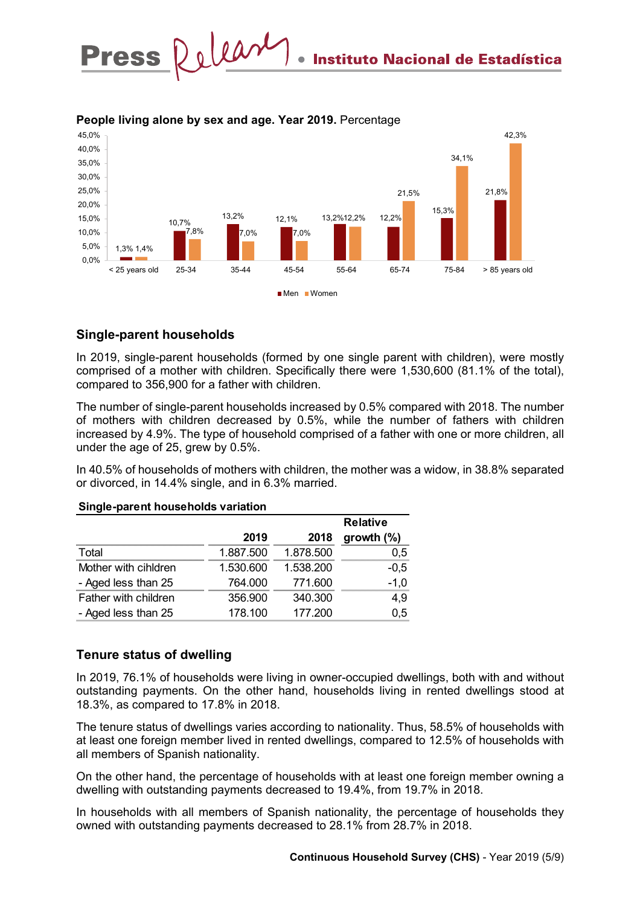**People living alone by sex and age. Year 2019.** Percentage

| Age | Men | Women |
|---|---|---|
| < 25 years old | 1,3% | 1,4% |
| 25-34 | 10,7% | 7,8% |
| 35-44 | 13,2% | 7,0% |
| 45-54 | 12,1% | 7,0% |
| 55-64 | 13,2% | 12,2% |
| 65-74 | 12,2% | 21,5% |
| 75-84 | 15,3% | 34,1% |
| > 85 years old | 21,8% | 42,3% |

## Single-parent households

In 2019, single-parent households (formed by one single parent with children), were mostly comprised of a mother with children. Specifically there were 1,530,600 (81.1% of the total), compared to 356,900 for a father with children.

The number of single-parent households increased by 0.5% compared with 2018. The number of mothers with children decreased by 0.5%, while the number of fathers with children increased by 4.9%. The type of household comprised of a father with one or more children, all under the age of 25, grew by 0.5%.

In 40.5% of households of mothers with children, the mother was a widow, in 38.8% separated or divorced, in 14.4% single, and in 6.3% married.

**Single-parent households variation**

| | 2019 | 2018 | Relative growth (%) |
|---|---|---|---|
| Total | 1.887.500 | 1.878.500 | 0,5 |
| Mother with cihldren | 1.530.600 | 1.538.200 | -0,5 |
| - Aged less than 25 | 764.000 | 771.600 | -1,0 |
| Father with children | 356.900 | 340.300 | 4,9 |
| - Aged less than 25 | 178.100 | 177.200 | 0,5 |

## Tenure status of dwelling

In 2019, 76.1% of households were living in owner-occupied dwellings, both with and without outstanding payments. On the other hand, households living in rented dwellings stood at 18.3%, as compared to 17.8% in 2018.

The tenure status of dwellings varies according to nationality. Thus, 58.5% of households with at least one foreign member lived in rented dwellings, compared to 12.5% of households with all members of Spanish nationality.

On the other hand, the percentage of households with at least one foreign member owning a dwelling with outstanding payments decreased to 19.4%, from 19.7% in 2018.

In households with all members of Spanish nationality, the percentage of households they owned with outstanding payments decreased to 28.1% from 28.7% in 2018.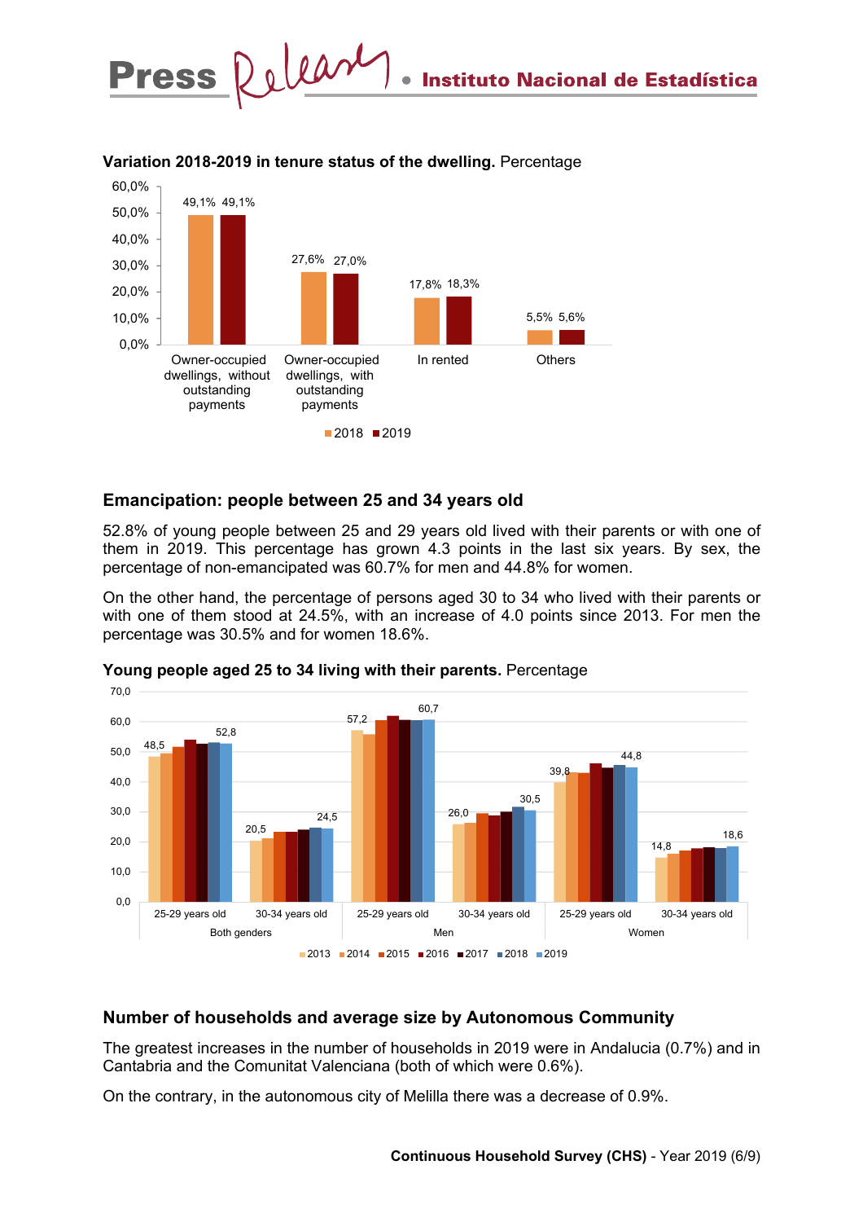**Variation 2018-2019 in tenure status of the dwelling.** Percentage

| | 2018 | 2019 |
|---|---|---|
| Owner-occupied dwellings, without outstanding payments | 49,1% | 49,1% |
| Owner-occupied dwellings, with outstanding payments | 27,6% | 27,0% |
| In rented | 17,8% | 18,3% |
| Others | 5,5% | 5,6% |

## Emancipation: people between 25 and 34 years old

52.8% of young people between 25 and 29 years old lived with their parents or with one of them in 2019. This percentage has grown 4.3 points in the last six years. By sex, the percentage of non-emancipated was 60.7% for men and 44.8% for women.

On the other hand, the percentage of persons aged 30 to 34 who lived with their parents or with one of them stood at 24.5%, with an increase of 4.0 points since 2013. For men the percentage was 30.5% and for women 18.6%.

**Young people aged 25 to 34 living with their parents.** Percentage

| | 2013 | 2019 |
|---|---|---|
| Both genders, 25-29 years old | 48,5 | 52,8 |
| Both genders, 30-34 years old | 20,5 | 24,5 |
| Men, 25-29 years old | 57,2 | 60,7 |
| Men, 30-34 years old | 26,0 | 30,5 |
| Women, 25-29 years old | 39,8 | 44,8 |
| Women, 30-34 years old | 14,8 | 18,6 |

## Number of households and average size by Autonomous Community

The greatest increases in the number of households in 2019 were in Andalucia (0.7%) and in Cantabria and the Comunitat Valenciana (both of which were 0.6%).

On the contrary, in the autonomous city of Melilla there was a decrease of 0.9%.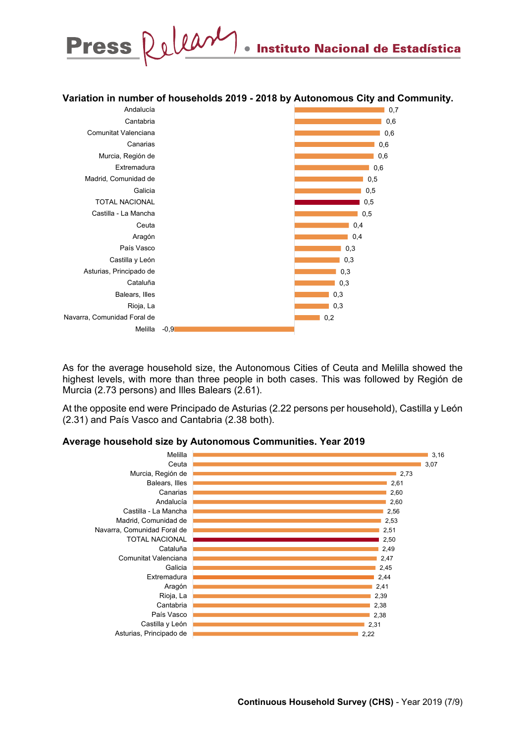**Variation in number of households 2019 - 2018 by Autonomous City and Community.**

| Autonomous City and Community | Variation |
|---|---|
| Andalucía | 0,7 |
| Cantabria | 0,6 |
| Comunitat Valenciana | 0,6 |
| Canarias | 0,6 |
| Murcia, Región de | 0,6 |
| Extremadura | 0,6 |
| Madrid, Comunidad de | 0,5 |
| Galicia | 0,5 |
| TOTAL NACIONAL | 0,5 |
| Castilla - La Mancha | 0,5 |
| Ceuta | 0,4 |
| Aragón | 0,4 |
| País Vasco | 0,3 |
| Castilla y León | 0,3 |
| Asturias, Principado de | 0,3 |
| Cataluña | 0,3 |
| Balears, Illes | 0,3 |
| Rioja, La | 0,3 |
| Navarra, Comunidad Foral de | 0,2 |
| Melilla | -0,9 |

As for the average household size, the Autonomous Cities of Ceuta and Melilla showed the highest levels, with more than three people in both cases. This was followed by Región de Murcia (2.73 persons) and Illes Balears (2.61).

At the opposite end were Principado de Asturias (2.22 persons per household), Castilla y León (2.31) and País Vasco and Cantabria (2.38 both).

**Average household size by Autonomous Communities. Year 2019**

| Autonomous Community | Average household size |
|---|---|
| Melilla | 3,16 |
| Ceuta | 3,07 |
| Murcia, Región de | 2,73 |
| Balears, Illes | 2,61 |
| Canarias | 2,60 |
| Andalucía | 2,60 |
| Castilla - La Mancha | 2,56 |
| Madrid, Comunidad de | 2,53 |
| Navarra, Comunidad Foral de | 2,51 |
| TOTAL NACIONAL | 2,50 |
| Cataluña | 2,49 |
| Comunitat Valenciana | 2,47 |
| Galicia | 2,45 |
| Extremadura | 2,44 |
| Aragón | 2,41 |
| Rioja, La | 2,39 |
| Cantabria | 2,38 |
| País Vasco | 2,38 |
| Castilla y León | 2,31 |
| Asturias, Principado de | 2,22 |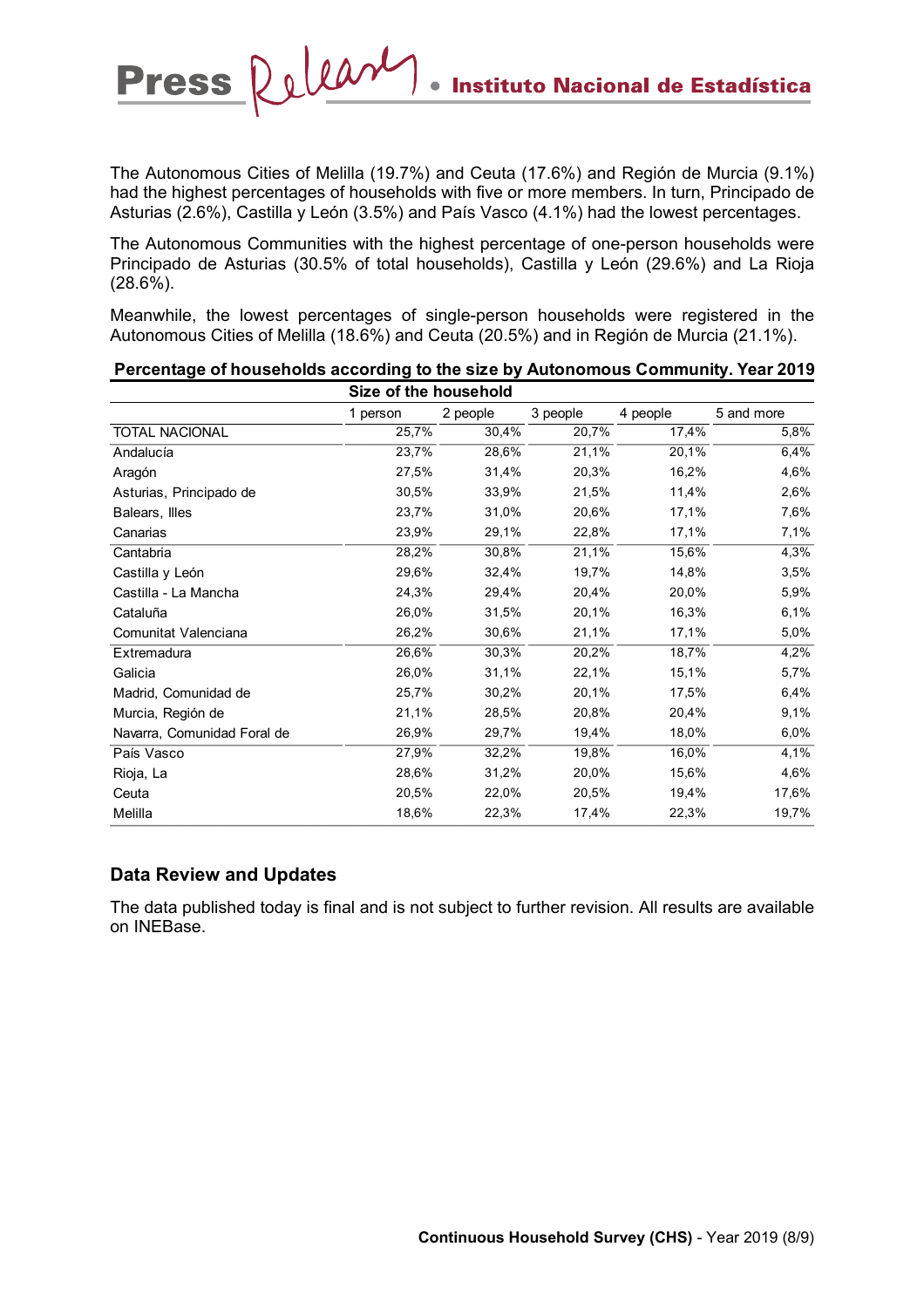The Autonomous Cities of Melilla (19.7%) and Ceuta (17.6%) and Región de Murcia (9.1%) had the highest percentages of households with five or more members. In turn, Principado de Asturias (2.6%), Castilla y León (3.5%) and País Vasco (4.1%) had the lowest percentages.

The Autonomous Communities with the highest percentage of one-person households were Principado de Asturias (30.5% of total households), Castilla y León (29.6%) and La Rioja (28.6%).

Meanwhile, the lowest percentages of single-person households were registered in the Autonomous Cities of Melilla (18.6%) and Ceuta (20.5%) and in Región de Murcia (21.1%).

**Percentage of households according to the size by Autonomous Community. Year 2019**

| | Size of the household | | | | |
|---|---|---|---|---|---|
| | 1 person | 2 people | 3 people | 4 people | 5 and more |
| TOTAL NACIONAL | 25,7% | 30,4% | 20,7% | 17,4% | 5,8% |
| Andalucía | 23,7% | 28,6% | 21,1% | 20,1% | 6,4% |
| Aragón | 27,5% | 31,4% | 20,3% | 16,2% | 4,6% |
| Asturias, Principado de | 30,5% | 33,9% | 21,5% | 11,4% | 2,6% |
| Balears, Illes | 23,7% | 31,0% | 20,6% | 17,1% | 7,6% |
| Canarias | 23,9% | 29,1% | 22,8% | 17,1% | 7,1% |
| Cantabria | 28,2% | 30,8% | 21,1% | 15,6% | 4,3% |
| Castilla y León | 29,6% | 32,4% | 19,7% | 14,8% | 3,5% |
| Castilla - La Mancha | 24,3% | 29,4% | 20,4% | 20,0% | 5,9% |
| Cataluña | 26,0% | 31,5% | 20,1% | 16,3% | 6,1% |
| Comunitat Valenciana | 26,2% | 30,6% | 21,1% | 17,1% | 5,0% |
| Extremadura | 26,6% | 30,3% | 20,2% | 18,7% | 4,2% |
| Galicia | 26,0% | 31,1% | 22,1% | 15,1% | 5,7% |
| Madrid, Comunidad de | 25,7% | 30,2% | 20,1% | 17,5% | 6,4% |
| Murcia, Región de | 21,1% | 28,5% | 20,8% | 20,4% | 9,1% |
| Navarra, Comunidad Foral de | 26,9% | 29,7% | 19,4% | 18,0% | 6,0% |
| País Vasco | 27,9% | 32,2% | 19,8% | 16,0% | 4,1% |
| Rioja, La | 28,6% | 31,2% | 20,0% | 15,6% | 4,6% |
| Ceuta | 20,5% | 22,0% | 20,5% | 19,4% | 17,6% |
| Melilla | 18,6% | 22,3% | 17,4% | 22,3% | 19,7% |

## Data Review and Updates

The data published today is final and is not subject to further revision. All results are available on INEBase.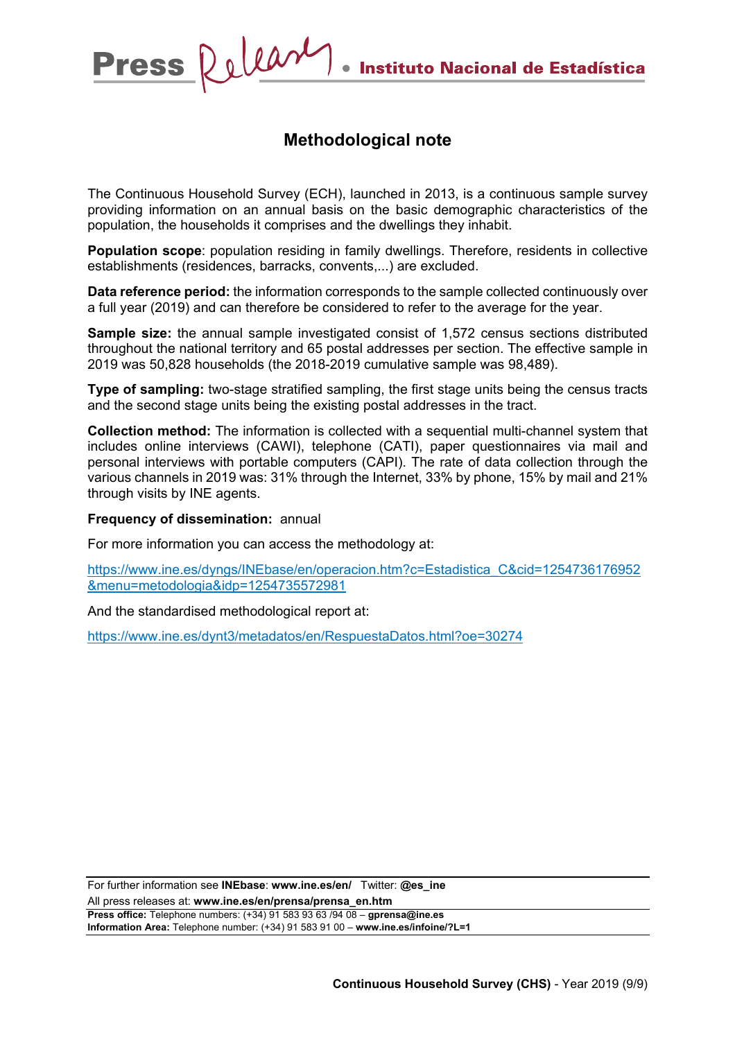# Methodological note

The Continuous Household Survey (ECH), launched in 2013, is a continuous sample survey providing information on an annual basis on the basic demographic characteristics of the population, the households it comprises and the dwellings they inhabit.

**Population scope**: population residing in family dwellings. Therefore, residents in collective establishments (residences, barracks, convents,...) are excluded.

**Data reference period:** the information corresponds to the sample collected continuously over a full year (2019) and can therefore be considered to refer to the average for the year.

**Sample size:** the annual sample investigated consist of 1,572 census sections distributed throughout the national territory and 65 postal addresses per section. The effective sample in 2019 was 50,828 households (the 2018-2019 cumulative sample was 98,489).

**Type of sampling:** two-stage stratified sampling, the first stage units being the census tracts and the second stage units being the existing postal addresses in the tract.

**Collection method:** The information is collected with a sequential multi-channel system that includes online interviews (CAWI), telephone (CATI), paper questionnaires via mail and personal interviews with portable computers (CAPI). The rate of data collection through the various channels in 2019 was: 31% through the Internet, 33% by phone, 15% by mail and 21% through visits by INE agents.

**Frequency of dissemination:** annual

For more information you can access the methodology at:

https://www.ine.es/dyngs/INEbase/en/operacion.htm?c=Estadistica_C&cid=1254736176952&menu=metodologia&idp=1254735572981

And the standardised methodological report at:

https://www.ine.es/dynt3/metadatos/en/RespuestaDatos.html?oe=30274

For further information see **INEbase**: **www.ine.es/en/** Twitter: **@es_ine**
All press releases at: **www.ine.es/en/prensa/prensa_en.htm**
**Press office:** Telephone numbers: (+34) 91 583 93 63 /94 08 – **gprensa@ine.es**
**Information Area:** Telephone number: (+34) 91 583 91 00 – **www.ine.es/infoine/?L=1**